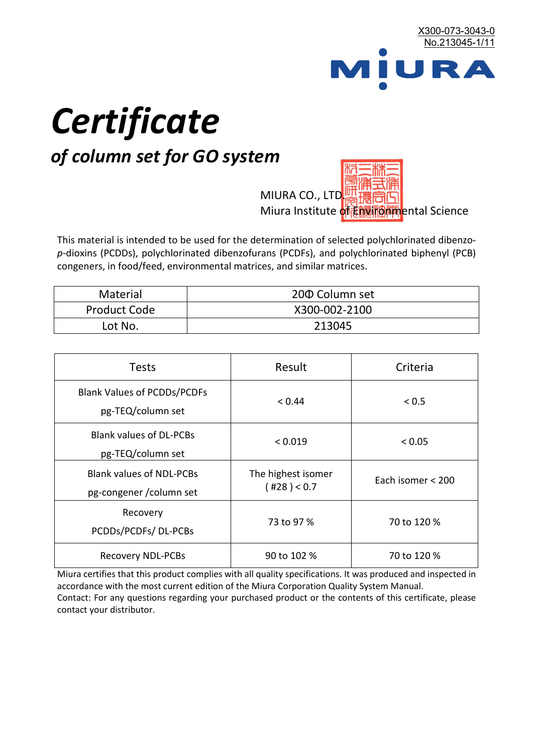X300-073-3043-0
No.213045-1/11

MIURA

# *Certificate*

## *of column set for GO system*

MIURA CO., LTD.
Miura Institute of Environmental Science

This material is intended to be used for the determination of selected polychlorinated dibenzo-*p*-dioxins (PCDDs), polychlorinated dibenzofurans (PCDFs), and polychlorinated biphenyl (PCB) congeners, in food/feed, environmental matrices, and similar matrices.

| Material | 20Φ Column set |
|---|---|
| Product Code | X300-002-2100 |
| Lot No. | 213045 |

| Tests | Result | Criteria |
|---|---|---|
| Blank Values of PCDDs/PCDFs pg-TEQ/column set | < 0.44 | < 0.5 |
| Blank values of DL-PCBs pg-TEQ/column set | < 0.019 | < 0.05 |
| Blank values of NDL-PCBs pg-congener /column set | The highest isomer ( #28 ) < 0.7 | Each isomer < 200 |
| Recovery PCDDs/PCDFs/ DL-PCBs | 73 to 97 % | 70 to 120 % |
| Recovery NDL-PCBs | 90 to 102 % | 70 to 120 % |

Miura certifies that this product complies with all quality specifications. It was produced and inspected in accordance with the most current edition of the Miura Corporation Quality System Manual.
Contact: For any questions regarding your purchased product or the contents of this certificate, please contact your distributor.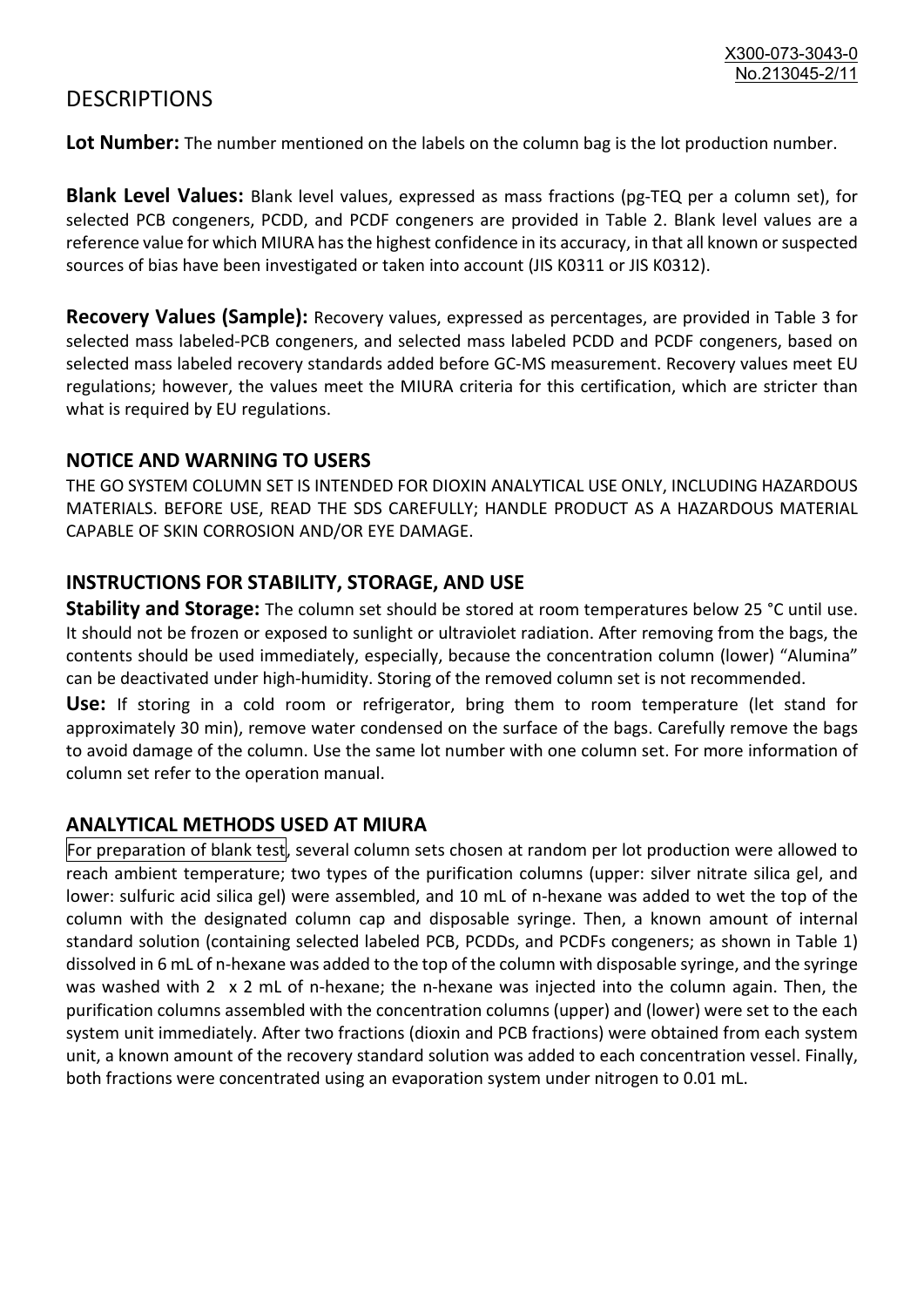# DESCRIPTIONS

**Lot Number:** The number mentioned on the labels on the column bag is the lot production number.

**Blank Level Values:** Blank level values, expressed as mass fractions (pg-TEQ per a column set), for selected PCB congeners, PCDD, and PCDF congeners are provided in Table 2. Blank level values are a reference value for which MIURA has the highest confidence in its accuracy, in that all known or suspected sources of bias have been investigated or taken into account (JIS K0311 or JIS K0312).

**Recovery Values (Sample):** Recovery values, expressed as percentages, are provided in Table 3 for selected mass labeled-PCB congeners, and selected mass labeled PCDD and PCDF congeners, based on selected mass labeled recovery standards added before GC-MS measurement. Recovery values meet EU regulations; however, the values meet the MIURA criteria for this certification, which are stricter than what is required by EU regulations.

## NOTICE AND WARNING TO USERS

THE GO SYSTEM COLUMN SET IS INTENDED FOR DIOXIN ANALYTICAL USE ONLY, INCLUDING HAZARDOUS MATERIALS. BEFORE USE, READ THE SDS CAREFULLY; HANDLE PRODUCT AS A HAZARDOUS MATERIAL CAPABLE OF SKIN CORROSION AND/OR EYE DAMAGE.

## INSTRUCTIONS FOR STABILITY, STORAGE, AND USE

**Stability and Storage:** The column set should be stored at room temperatures below 25 °C until use. It should not be frozen or exposed to sunlight or ultraviolet radiation. After removing from the bags, the contents should be used immediately, especially, because the concentration column (lower) “Alumina” can be deactivated under high-humidity. Storing of the removed column set is not recommended.

**Use:** If storing in a cold room or refrigerator, bring them to room temperature (let stand for approximately 30 min), remove water condensed on the surface of the bags. Carefully remove the bags to avoid damage of the column. Use the same lot number with one column set. For more information of column set refer to the operation manual.

## ANALYTICAL METHODS USED AT MIURA

For preparation of blank test, several column sets chosen at random per lot production were allowed to reach ambient temperature; two types of the purification columns (upper: silver nitrate silica gel, and lower: sulfuric acid silica gel) were assembled, and 10 mL of n-hexane was added to wet the top of the column with the designated column cap and disposable syringe. Then, a known amount of internal standard solution (containing selected labeled PCB, PCDDs, and PCDFs congeners; as shown in Table 1) dissolved in 6 mL of n-hexane was added to the top of the column with disposable syringe, and the syringe was washed with 2 x 2 mL of n-hexane; the n-hexane was injected into the column again. Then, the purification columns assembled with the concentration columns (upper) and (lower) were set to the each system unit immediately. After two fractions (dioxin and PCB fractions) were obtained from each system unit, a known amount of the recovery standard solution was added to each concentration vessel. Finally, both fractions were concentrated using an evaporation system under nitrogen to 0.01 mL.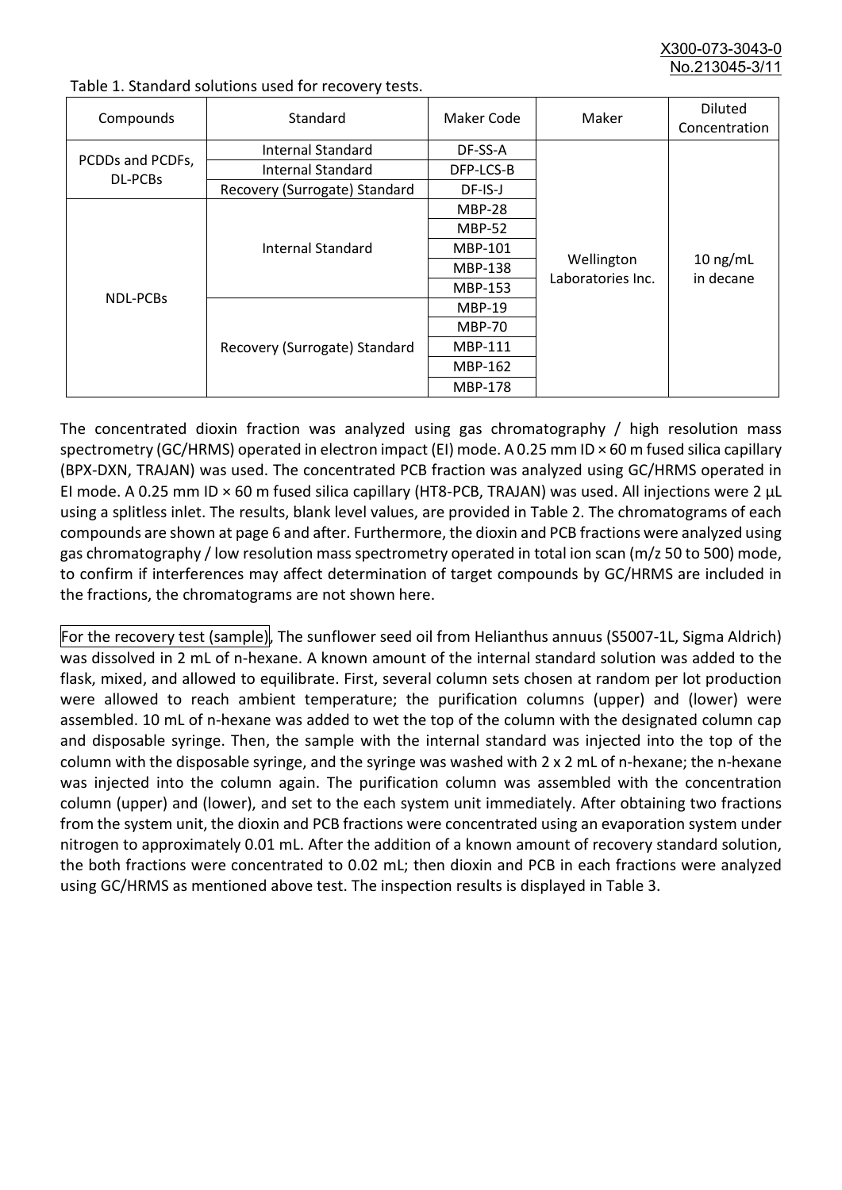Table 1. Standard solutions used for recovery tests.

| Compounds | Standard | Maker Code | Maker | Diluted Concentration |
|---|---|---|---|---|
| PCDDs and PCDFs, DL-PCBs | Internal Standard | DF-SS-A | Wellington Laboratories Inc. | 10 ng/mL in decane |
| | Internal Standard | DFP-LCS-B | | |
| | Recovery (Surrogate) Standard | DF-IS-J | | |
| NDL-PCBs | Internal Standard | MBP-28 | | |
| | | MBP-52 | | |
| | | MBP-101 | | |
| | | MBP-138 | | |
| | | MBP-153 | | |
| | Recovery (Surrogate) Standard | MBP-19 | | |
| | | MBP-70 | | |
| | | MBP-111 | | |
| | | MBP-162 | | |
| | | MBP-178 | | |

The concentrated dioxin fraction was analyzed using gas chromatography / high resolution mass spectrometry (GC/HRMS) operated in electron impact (EI) mode. A 0.25 mm ID × 60 m fused silica capillary (BPX-DXN, TRAJAN) was used. The concentrated PCB fraction was analyzed using GC/HRMS operated in EI mode. A 0.25 mm ID × 60 m fused silica capillary (HT8-PCB, TRAJAN) was used. All injections were 2 µL using a splitless inlet. The results, blank level values, are provided in Table 2. The chromatograms of each compounds are shown at page 6 and after. Furthermore, the dioxin and PCB fractions were analyzed using gas chromatography / low resolution mass spectrometry operated in total ion scan (m/z 50 to 500) mode, to confirm if interferences may affect determination of target compounds by GC/HRMS are included in the fractions, the chromatograms are not shown here.

For the recovery test (sample), The sunflower seed oil from Helianthus annuus (S5007-1L, Sigma Aldrich) was dissolved in 2 mL of n-hexane. A known amount of the internal standard solution was added to the flask, mixed, and allowed to equilibrate. First, several column sets chosen at random per lot production were allowed to reach ambient temperature; the purification columns (upper) and (lower) were assembled. 10 mL of n-hexane was added to wet the top of the column with the designated column cap and disposable syringe. Then, the sample with the internal standard was injected into the top of the column with the disposable syringe, and the syringe was washed with 2 x 2 mL of n-hexane; the n-hexane was injected into the column again. The purification column was assembled with the concentration column (upper) and (lower), and set to the each system unit immediately. After obtaining two fractions from the system unit, the dioxin and PCB fractions were concentrated using an evaporation system under nitrogen to approximately 0.01 mL. After the addition of a known amount of recovery standard solution, the both fractions were concentrated to 0.02 mL; then dioxin and PCB in each fractions were analyzed using GC/HRMS as mentioned above test. The inspection results is displayed in Table 3.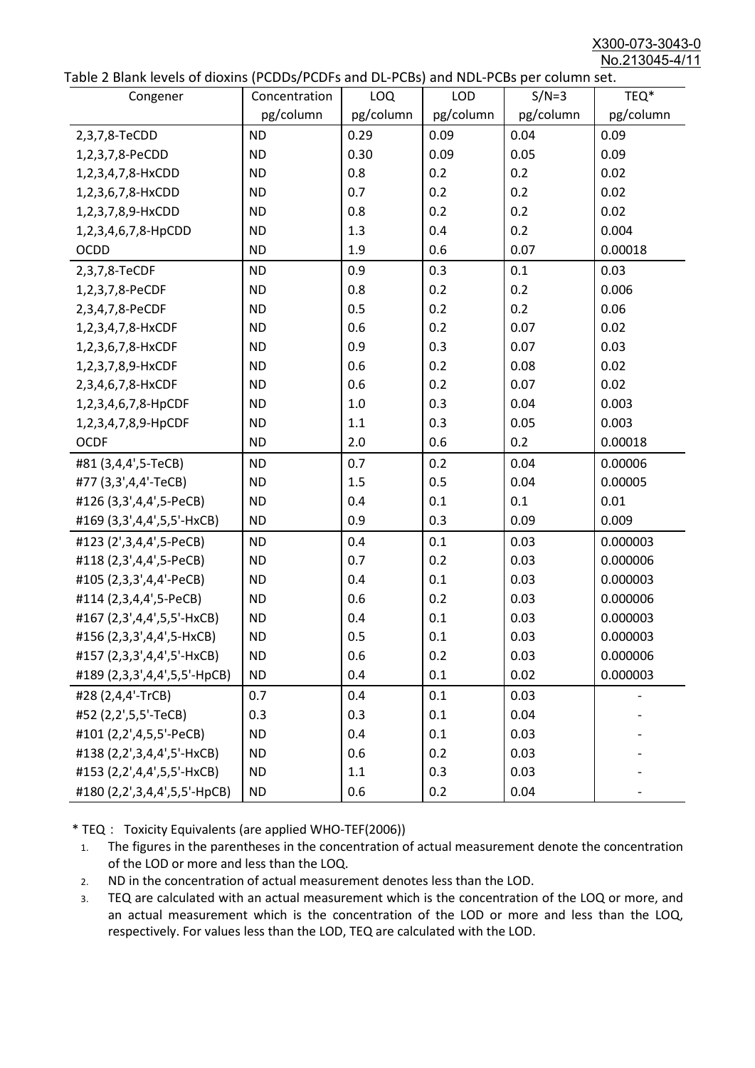Table 2 Blank levels of dioxins (PCDDs/PCDFs and DL-PCBs) and NDL-PCBs per column set.

| Congener | Concentration pg/column | LOQ pg/column | LOD pg/column | S/N=3 pg/column | TEQ* pg/column |
|---|---|---|---|---|---|
| 2,3,7,8-TeCDD | ND | 0.29 | 0.09 | 0.04 | 0.09 |
| 1,2,3,7,8-PeCDD | ND | 0.30 | 0.09 | 0.05 | 0.09 |
| 1,2,3,4,7,8-HxCDD | ND | 0.8 | 0.2 | 0.2 | 0.02 |
| 1,2,3,6,7,8-HxCDD | ND | 0.7 | 0.2 | 0.2 | 0.02 |
| 1,2,3,7,8,9-HxCDD | ND | 0.8 | 0.2 | 0.2 | 0.02 |
| 1,2,3,4,6,7,8-HpCDD | ND | 1.3 | 0.4 | 0.2 | 0.004 |
| OCDD | ND | 1.9 | 0.6 | 0.07 | 0.00018 |
| 2,3,7,8-TeCDF | ND | 0.9 | 0.3 | 0.1 | 0.03 |
| 1,2,3,7,8-PeCDF | ND | 0.8 | 0.2 | 0.2 | 0.006 |
| 2,3,4,7,8-PeCDF | ND | 0.5 | 0.2 | 0.2 | 0.06 |
| 1,2,3,4,7,8-HxCDF | ND | 0.6 | 0.2 | 0.07 | 0.02 |
| 1,2,3,6,7,8-HxCDF | ND | 0.9 | 0.3 | 0.07 | 0.03 |
| 1,2,3,7,8,9-HxCDF | ND | 0.6 | 0.2 | 0.08 | 0.02 |
| 2,3,4,6,7,8-HxCDF | ND | 0.6 | 0.2 | 0.07 | 0.02 |
| 1,2,3,4,6,7,8-HpCDF | ND | 1.0 | 0.3 | 0.04 | 0.003 |
| 1,2,3,4,7,8,9-HpCDF | ND | 1.1 | 0.3 | 0.05 | 0.003 |
| OCDF | ND | 2.0 | 0.6 | 0.2 | 0.00018 |
| #81 (3,4,4',5-TeCB) | ND | 0.7 | 0.2 | 0.04 | 0.00006 |
| #77 (3,3',4,4'-TeCB) | ND | 1.5 | 0.5 | 0.04 | 0.00005 |
| #126 (3,3',4,4',5-PeCB) | ND | 0.4 | 0.1 | 0.1 | 0.01 |
| #169 (3,3',4,4',5,5'-HxCB) | ND | 0.9 | 0.3 | 0.09 | 0.009 |
| #123 (2',3,4,4',5-PeCB) | ND | 0.4 | 0.1 | 0.03 | 0.000003 |
| #118 (2,3',4,4',5-PeCB) | ND | 0.7 | 0.2 | 0.03 | 0.000006 |
| #105 (2,3,3',4,4'-PeCB) | ND | 0.4 | 0.1 | 0.03 | 0.000003 |
| #114 (2,3,4,4',5-PeCB) | ND | 0.6 | 0.2 | 0.03 | 0.000006 |
| #167 (2,3',4,4',5,5'-HxCB) | ND | 0.4 | 0.1 | 0.03 | 0.000003 |
| #156 (2,3,3',4,4',5-HxCB) | ND | 0.5 | 0.1 | 0.03 | 0.000003 |
| #157 (2,3,3',4,4',5'-HxCB) | ND | 0.6 | 0.2 | 0.03 | 0.000006 |
| #189 (2,3,3',4,4',5,5'-HpCB) | ND | 0.4 | 0.1 | 0.02 | 0.000003 |
| #28 (2,4,4'-TrCB) | 0.7 | 0.4 | 0.1 | 0.03 | - |
| #52 (2,2',5,5'-TeCB) | 0.3 | 0.3 | 0.1 | 0.04 | - |
| #101 (2,2',4,5,5'-PeCB) | ND | 0.4 | 0.1 | 0.03 | - |
| #138 (2,2',3,4,4',5'-HxCB) | ND | 0.6 | 0.2 | 0.03 | - |
| #153 (2,2',4,4',5,5'-HxCB) | ND | 1.1 | 0.3 | 0.03 | - |
| #180 (2,2',3,4,4',5,5'-HpCB) | ND | 0.6 | 0.2 | 0.04 | - |

* TEQ： Toxicity Equivalents (are applied WHO-TEF(2006))

1. The figures in the parentheses in the concentration of actual measurement denote the concentration of the LOD or more and less than the LOQ.
2. ND in the concentration of actual measurement denotes less than the LOD.
3. TEQ are calculated with an actual measurement which is the concentration of the LOQ or more, and an actual measurement which is the concentration of the LOD or more and less than the LOQ, respectively. For values less than the LOD, TEQ are calculated with the LOD.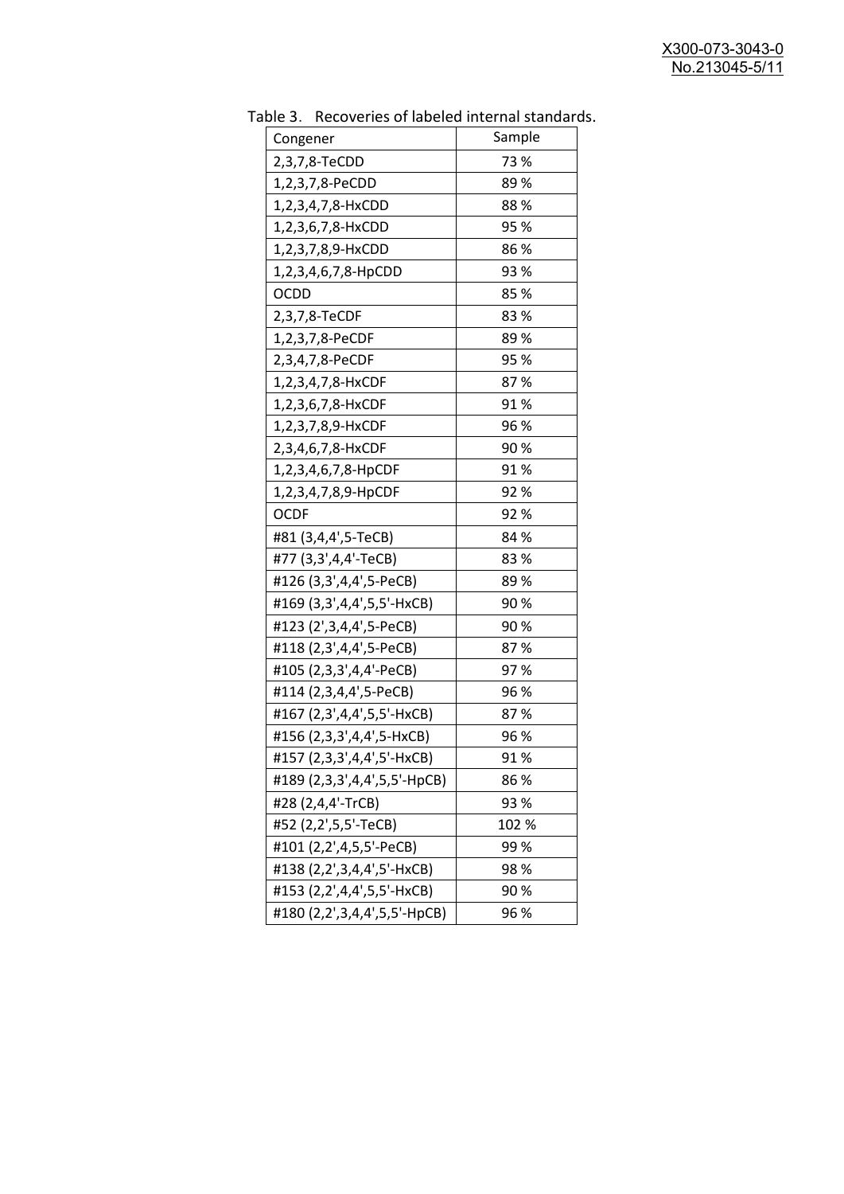Table 3. Recoveries of labeled internal standards.

| Congener | Sample |
| --- | --- |
| 2,3,7,8-TeCDD | 73 % |
| 1,2,3,7,8-PeCDD | 89 % |
| 1,2,3,4,7,8-HxCDD | 88 % |
| 1,2,3,6,7,8-HxCDD | 95 % |
| 1,2,3,7,8,9-HxCDD | 86 % |
| 1,2,3,4,6,7,8-HpCDD | 93 % |
| OCDD | 85 % |
| 2,3,7,8-TeCDF | 83 % |
| 1,2,3,7,8-PeCDF | 89 % |
| 2,3,4,7,8-PeCDF | 95 % |
| 1,2,3,4,7,8-HxCDF | 87 % |
| 1,2,3,6,7,8-HxCDF | 91 % |
| 1,2,3,7,8,9-HxCDF | 96 % |
| 2,3,4,6,7,8-HxCDF | 90 % |
| 1,2,3,4,6,7,8-HpCDF | 91 % |
| 1,2,3,4,7,8,9-HpCDF | 92 % |
| OCDF | 92 % |
| #81 (3,4,4',5-TeCB) | 84 % |
| #77 (3,3',4,4'-TeCB) | 83 % |
| #126 (3,3',4,4',5-PeCB) | 89 % |
| #169 (3,3',4,4',5,5'-HxCB) | 90 % |
| #123 (2',3,4,4',5-PeCB) | 90 % |
| #118 (2,3',4,4',5-PeCB) | 87 % |
| #105 (2,3,3',4,4'-PeCB) | 97 % |
| #114 (2,3,4,4',5-PeCB) | 96 % |
| #167 (2,3',4,4',5,5'-HxCB) | 87 % |
| #156 (2,3,3',4,4',5-HxCB) | 96 % |
| #157 (2,3,3',4,4',5'-HxCB) | 91 % |
| #189 (2,3,3',4,4',5,5'-HpCB) | 86 % |
| #28 (2,4,4'-TrCB) | 93 % |
| #52 (2,2',5,5'-TeCB) | 102 % |
| #101 (2,2',4,5,5'-PeCB) | 99 % |
| #138 (2,2',3,4,4',5'-HxCB) | 98 % |
| #153 (2,2',4,4',5,5'-HxCB) | 90 % |
| #180 (2,2',3,4,4',5,5'-HpCB) | 96 % |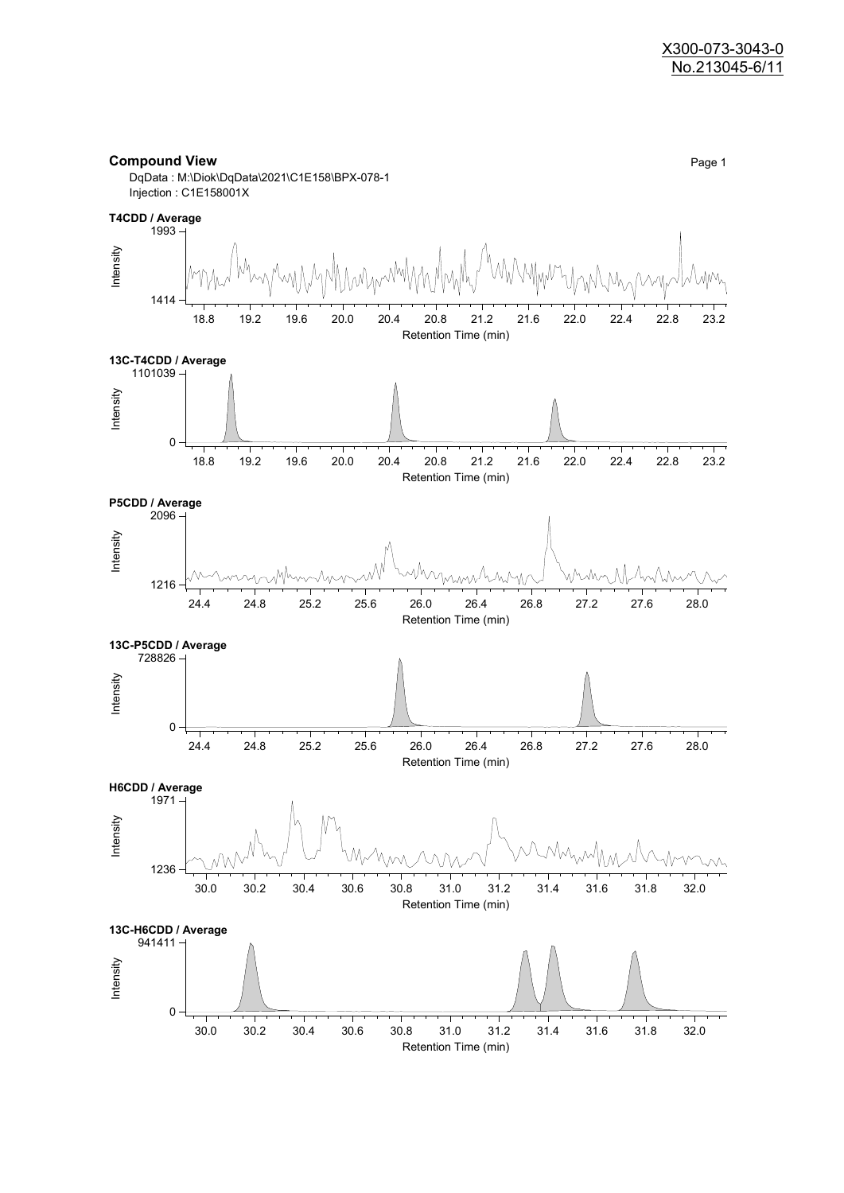X300-073-3043-0
No.213045-6/11

**Compound View**

DqData : M:\Diok\DqData\2021\C1E158\BPX-078-1
Injection : C1E158001X

**T4CDD / Average**

Intensity: 1414 – 1993
Retention Time (min): 18.8 – 23.2

**13C-T4CDD / Average**

Intensity: 0 – 1101039
Retention Time (min): 18.8 – 23.2

**P5CDD / Average**

Intensity: 1216 – 2096
Retention Time (min): 24.4 – 28.0

**13C-P5CDD / Average**

Intensity: 0 – 728826
Retention Time (min): 24.4 – 28.0

**H6CDD / Average**

Intensity: 1236 – 1971
Retention Time (min): 30.0 – 32.0

**13C-H6CDD / Average**

Intensity: 0 – 941411
Retention Time (min): 30.0 – 32.0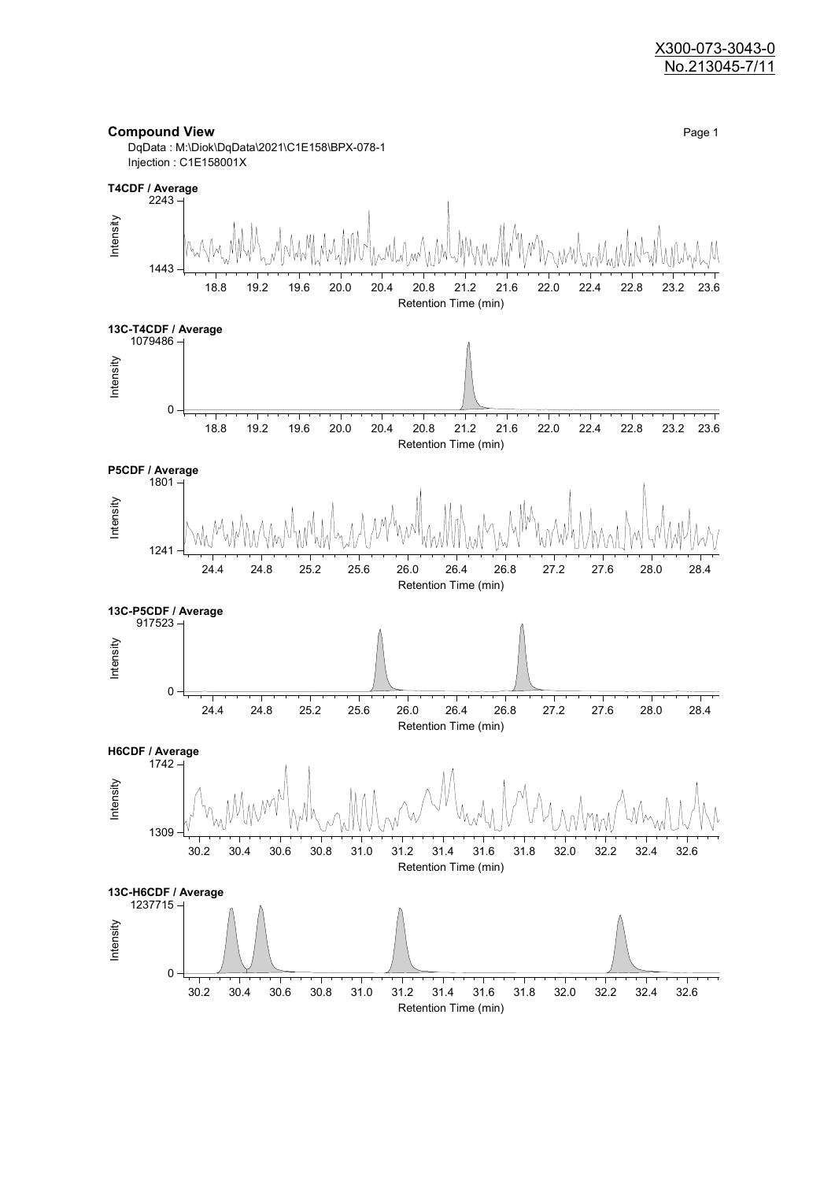X300-073-3043-0
No.213045-7/11

## Compound View

DqData : M:\Diok\DqData\2021\C1E158\BPX-078-1
Injection : C1E158001X

**T4CDF / Average**

Intensity: 1443 – 2243
Retention Time (min): 18.8, 19.2, 19.6, 20.0, 20.4, 20.8, 21.2, 21.6, 22.0, 22.4, 22.8, 23.2, 23.6

**13C-T4CDF / Average**

Intensity: 0 – 1079486
Retention Time (min): 18.8, 19.2, 19.6, 20.0, 20.4, 20.8, 21.2, 21.6, 22.0, 22.4, 22.8, 23.2, 23.6

**P5CDF / Average**

Intensity: 1241 – 1801
Retention Time (min): 24.4, 24.8, 25.2, 25.6, 26.0, 26.4, 26.8, 27.2, 27.6, 28.0, 28.4

**13C-P5CDF / Average**

Intensity: 0 – 917523
Retention Time (min): 24.4, 24.8, 25.2, 25.6, 26.0, 26.4, 26.8, 27.2, 27.6, 28.0, 28.4

**H6CDF / Average**

Intensity: 1309 – 1742
Retention Time (min): 30.2, 30.4, 30.6, 30.8, 31.0, 31.2, 31.4, 31.6, 31.8, 32.0, 32.2, 32.4, 32.6

**13C-H6CDF / Average**

Intensity: 0 – 1237715
Retention Time (min): 30.2, 30.4, 30.6, 30.8, 31.0, 31.2, 31.4, 31.6, 31.8, 32.0, 32.2, 32.4, 32.6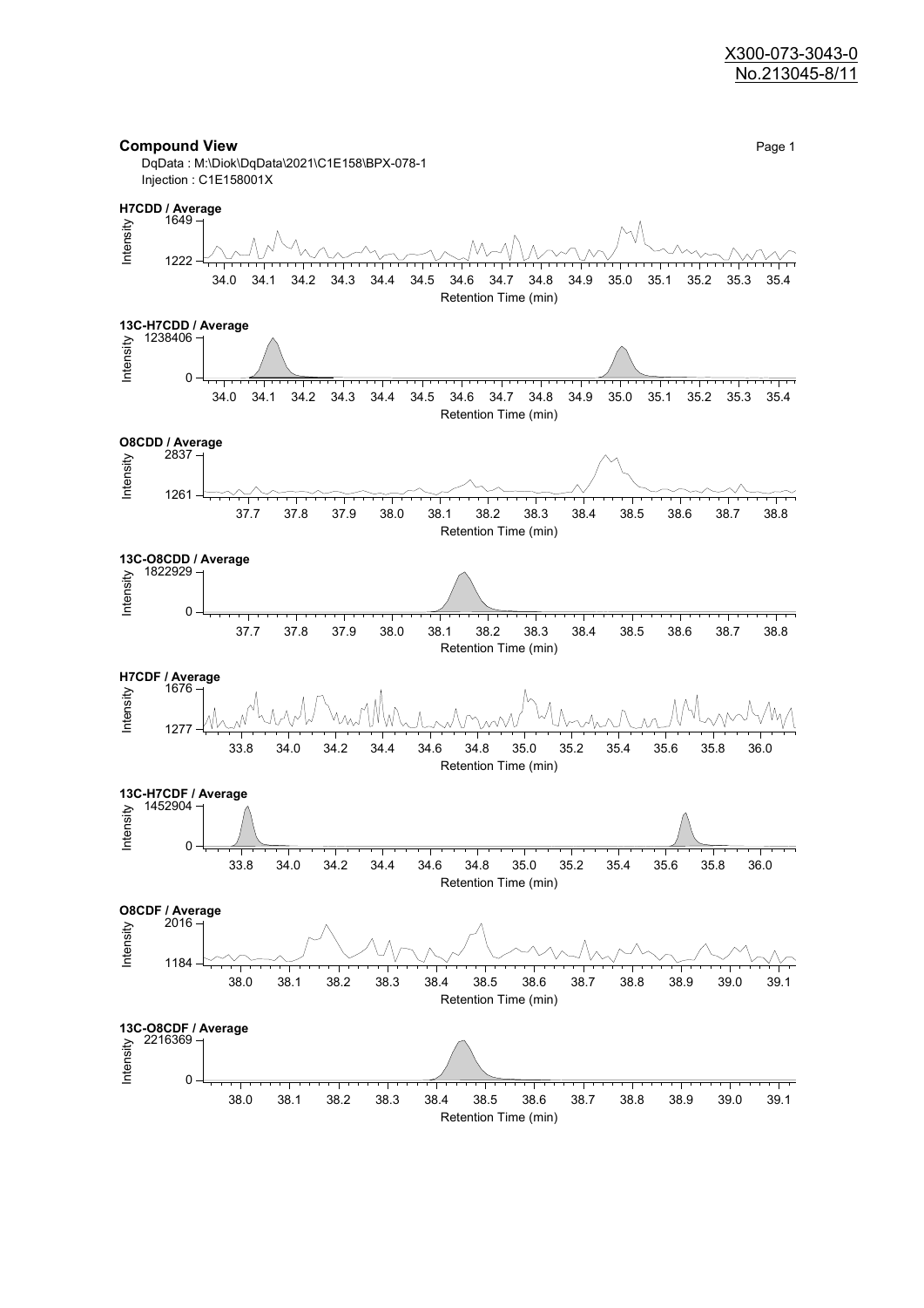X300-073-3043-0
No.213045-8/11

**Compound View**

DqData : M:\Diok\DqData\2021\C1E158\BPX-078-1
Injection : C1E158001X

**H7CDD / Average**

Intensity: 1222 – 1649
Retention Time (min): 34.0 – 35.4

**13C-H7CDD / Average**

Intensity: 0 – 1238406
Retention Time (min): 34.0 – 35.4

**O8CDD / Average**

Intensity: 1261 – 2837
Retention Time (min): 37.7 – 38.8

**13C-O8CDD / Average**

Intensity: 0 – 1822929
Retention Time (min): 37.7 – 38.8

**H7CDF / Average**

Intensity: 1277 – 1676
Retention Time (min): 33.8 – 36.0

**13C-H7CDF / Average**

Intensity: 0 – 1452904
Retention Time (min): 33.8 – 36.0

**O8CDF / Average**

Intensity: 1184 – 2016
Retention Time (min): 38.0 – 39.1

**13C-O8CDF / Average**

Intensity: 0 – 2216369
Retention Time (min): 38.0 – 39.1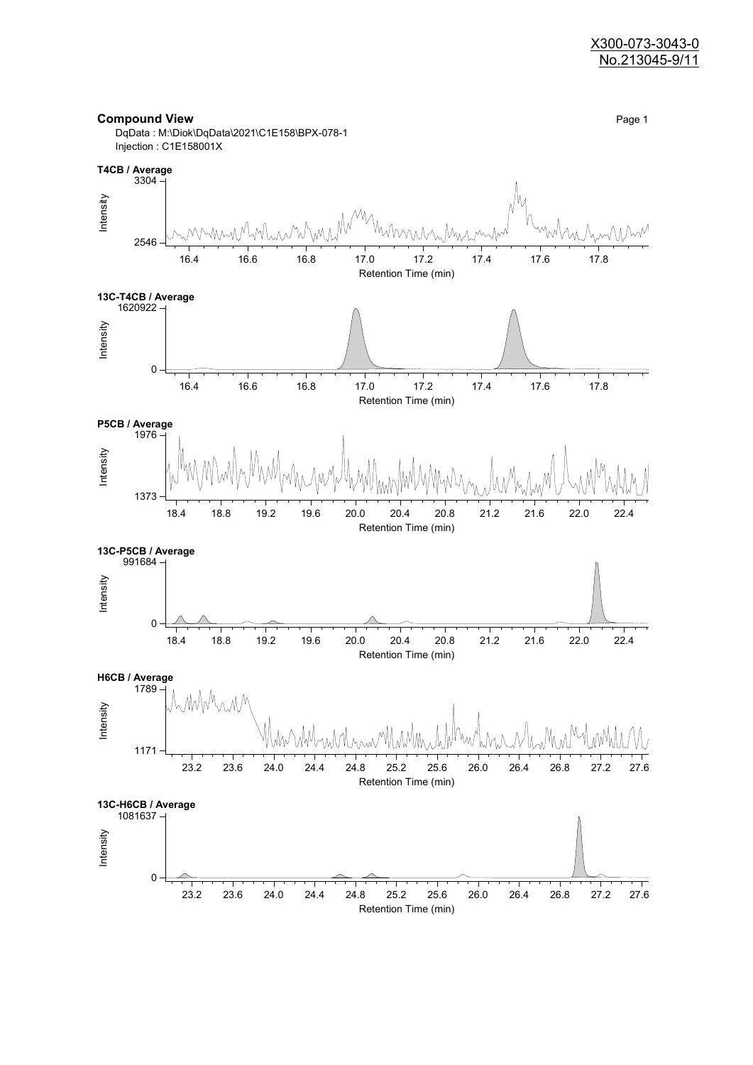X300-073-3043-0
No.213045-9/11

**Compound View**

DqData : M:\Diok\DqData\2021\C1E158\BPX-078-1
Injection : C1E158001X

**T4CB / Average**

Intensity: 2546 – 3304
Retention Time (min): 16.4, 16.6, 16.8, 17.0, 17.2, 17.4, 17.6, 17.8

**13C-T4CB / Average**

Intensity: 0 – 1620922
Retention Time (min): 16.4, 16.6, 16.8, 17.0, 17.2, 17.4, 17.6, 17.8

**P5CB / Average**

Intensity: 1373 – 1976
Retention Time (min): 18.4, 18.8, 19.2, 19.6, 20.0, 20.4, 20.8, 21.2, 21.6, 22.0, 22.4

**13C-P5CB / Average**

Intensity: 0 – 991684
Retention Time (min): 18.4, 18.8, 19.2, 19.6, 20.0, 20.4, 20.8, 21.2, 21.6, 22.0, 22.4

**H6CB / Average**

Intensity: 1171 – 1789
Retention Time (min): 23.2, 23.6, 24.0, 24.4, 24.8, 25.2, 25.6, 26.0, 26.4, 26.8, 27.2, 27.6

**13C-H6CB / Average**

Intensity: 0 – 1081637
Retention Time (min): 23.2, 23.6, 24.0, 24.4, 24.8, 25.2, 25.6, 26.0, 26.4, 26.8, 27.2, 27.6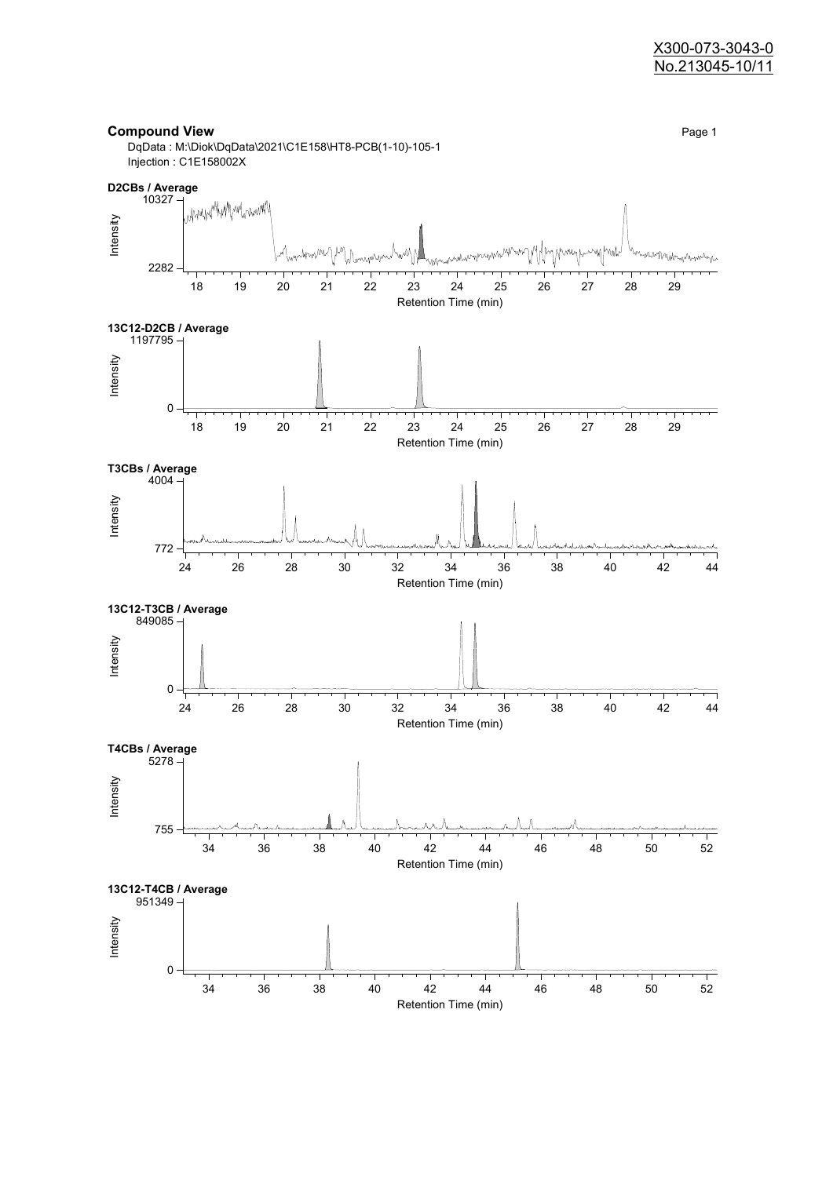X300-073-3043-0
No.213045-10/11

## Compound View

DqData : M:\Diok\DqData\2021\C1E158\HT8-PCB(1-10)-105-1
Injection : C1E158002X

**D2CBs / Average**

Intensity: 2282 – 10327
Retention Time (min): 18 – 29

**13C12-D2CB / Average**

Intensity: 0 – 1197795
Retention Time (min): 18 – 29

**T3CBs / Average**

Intensity: 772 – 4004
Retention Time (min): 24 – 44

**13C12-T3CB / Average**

Intensity: 0 – 849085
Retention Time (min): 24 – 44

**T4CBs / Average**

Intensity: 755 – 5278
Retention Time (min): 34 – 52

**13C12-T4CB / Average**

Intensity: 0 – 951349
Retention Time (min): 34 – 52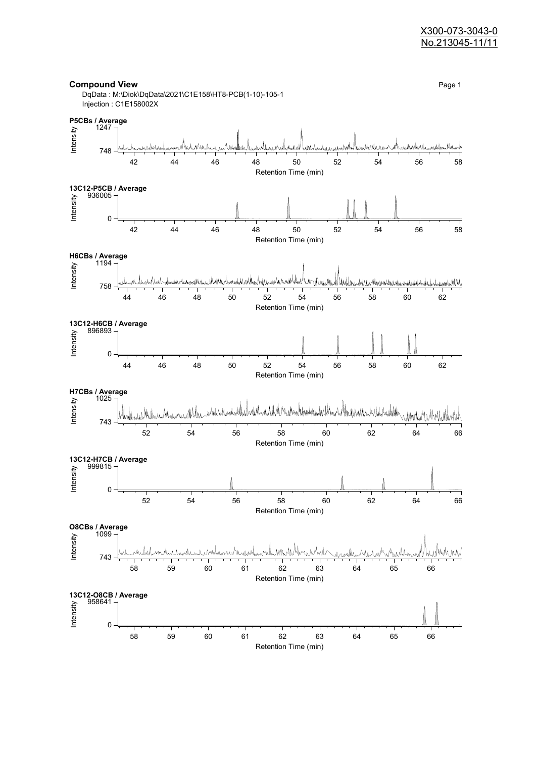X300-073-3043-0
No.213045-11/11

## Compound View

Page 1

DqData : M:\Diok\DqData\2021\C1E158\HT8-PCB(1-10)-105-1
Injection : C1E158002X

**P5CBs / Average**

Intensity
1247
748
42 44 46 48 50 52 54 56 58
Retention Time (min)

**13C12-P5CB / Average**

Intensity
936005
0
42 44 46 48 50 52 54 56 58
Retention Time (min)

**H6CBs / Average**

Intensity
1194
758
44 46 48 50 52 54 56 58 60 62
Retention Time (min)

**13C12-H6CB / Average**

Intensity
896893
0
44 46 48 50 52 54 56 58 60 62
Retention Time (min)

**H7CBs / Average**

Intensity
1025
743
52 54 56 58 60 62 64 66
Retention Time (min)

**13C12-H7CB / Average**

Intensity
999815
0
52 54 56 58 60 62 64 66
Retention Time (min)

**O8CBs / Average**

Intensity
1099
743
58 59 60 61 62 63 64 65 66
Retention Time (min)

**13C12-O8CB / Average**

Intensity
958641
0
58 59 60 61 62 63 64 65 66
Retention Time (min)